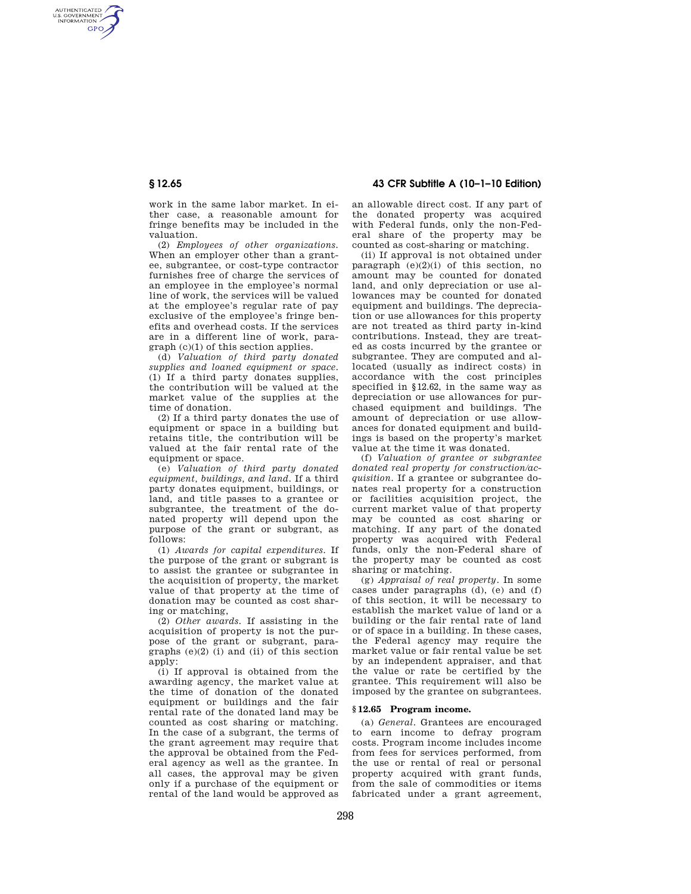work in the same labor market. In either case, a reasonable amount for fringe benefits may be included in the valuation.

(2) *Employees of other organizations.* When an employer other than a grantee, subgrantee, or cost-type contractor furnishes free of charge the services of an employee in the employee's normal line of work, the services will be valued at the employee's regular rate of pay exclusive of the employee's fringe benefits and overhead costs. If the services are in a different line of work, paragraph (c)(1) of this section applies.

(d) *Valuation of third party donated supplies and loaned equipment or space.* (1) If a third party donates supplies, the contribution will be valued at the market value of the supplies at the time of donation.

(2) If a third party donates the use of equipment or space in a building but retains title, the contribution will be valued at the fair rental rate of the equipment or space.

(e) *Valuation of third party donated equipment, buildings, and land.* If a third party donates equipment, buildings, or land, and title passes to a grantee or subgrantee, the treatment of the donated property will depend upon the purpose of the grant or subgrant, as follows:

(1) *Awards for capital expenditures.* If the purpose of the grant or subgrant is to assist the grantee or subgrantee in the acquisition of property, the market value of that property at the time of donation may be counted as cost sharing or matching,

(2) *Other awards.* If assisting in the acquisition of property is not the purpose of the grant or subgrant, paragraphs (e)(2) (i) and (ii) of this section apply:

(i) If approval is obtained from the awarding agency, the market value at the time of donation of the donated equipment or buildings and the fair rental rate of the donated land may be counted as cost sharing or matching. In the case of a subgrant, the terms of the grant agreement may require that the approval be obtained from the Federal agency as well as the grantee. In all cases, the approval may be given only if a purchase of the equipment or rental of the land would be approved as an allowable direct cost. If any part of the donated property was acquired with Federal funds, only the non-Federal share of the property may be counted as cost-sharing or matching.

(ii) If approval is not obtained under paragraph (e)(2)(i) of this section, no amount may be counted for donated land, and only depreciation or use allowances may be counted for donated equipment and buildings. The depreciation or use allowances for this property are not treated as third party in-kind contributions. Instead, they are treated as costs incurred by the grantee or subgrantee. They are computed and allocated (usually as indirect costs) in accordance with the cost principles specified in §12.62, in the same way as depreciation or use allowances for purchased equipment and buildings. The amount of depreciation or use allowances for donated equipment and buildings is based on the property's market value at the time it was donated.

(f) *Valuation of grantee or subgrantee donated real property for construction/acquisition.* If a grantee or subgrantee donates real property for a construction or facilities acquisition project, the current market value of that property may be counted as cost sharing or matching. If any part of the donated property was acquired with Federal funds, only the non-Federal share of the property may be counted as cost sharing or matching.

(g) *Appraisal of real property.* In some cases under paragraphs (d), (e) and (f) of this section, it will be necessary to establish the market value of land or a building or the fair rental rate of land or of space in a building. In these cases, the Federal agency may require the market value or fair rental value be set by an independent appraiser, and that the value or rate be certified by the grantee. This requirement will also be imposed by the grantee on subgrantees.

### § 12.65 Program income.

(a) *General.* Grantees are encouraged to earn income to defray program costs. Program income includes income from fees for services performed, from the use or rental of real or personal property acquired with grant funds, from the sale of commodities or items fabricated under a grant agreement,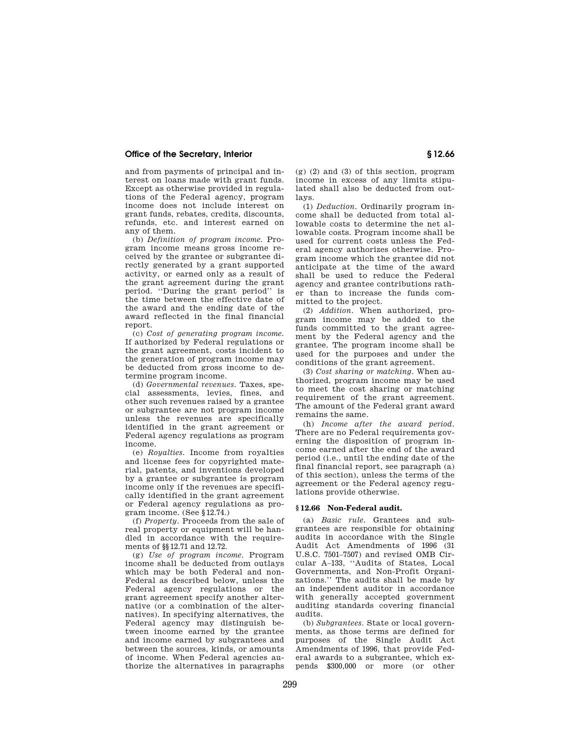and from payments of principal and interest on loans made with grant funds. Except as otherwise provided in regulations of the Federal agency, program income does not include interest on grant funds, rebates, credits, discounts, refunds, etc. and interest earned on any of them.

(b) *Definition of program income.* Program income means gross income received by the grantee or subgrantee directly generated by a grant supported activity, or earned only as a result of the grant agreement during the grant period. ''During the grant period'' is the time between the effective date of the award and the ending date of the award reflected in the final financial report.

(c) *Cost of generating program income.* If authorized by Federal regulations or the grant agreement, costs incident to the generation of program income may be deducted from gross income to determine program income.

(d) *Governmental revenues.* Taxes, special assessments, levies, fines, and other such revenues raised by a grantee or subgrantee are not program income unless the revenues are specifically identified in the grant agreement or Federal agency regulations as program income.

(e) *Royalties.* Income from royalties and license fees for copyrighted material, patents, and inventions developed by a grantee or subgrantee is program income only if the revenues are specifically identified in the grant agreement or Federal agency regulations as program income. (See §12.74.)

(f) *Property.* Proceeds from the sale of real property or equipment will be handled in accordance with the requirements of §§12.71 and 12.72.

(g) *Use of program income.* Program income shall be deducted from outlays which may be both Federal and non-Federal as described below, unless the Federal agency regulations or the grant agreement specify another alternative (or a combination of the alternatives). In specifying alternatives, the Federal agency may distinguish between income earned by the grantee and income earned by subgrantees and between the sources, kinds, or amounts of income. When Federal agencies authorize the alternatives in paragraphs (g) (2) and (3) of this section, program income in excess of any limits stipulated shall also be deducted from outlays.

(1) *Deduction.* Ordinarily program income shall be deducted from total allowable costs to determine the net allowable costs. Program income shall be used for current costs unless the Federal agency authorizes otherwise. Program income which the grantee did not anticipate at the time of the award shall be used to reduce the Federal agency and grantee contributions rather than to increase the funds committed to the project.

(2) *Addition.* When authorized, program income may be added to the funds committed to the grant agreement by the Federal agency and the grantee. The program income shall be used for the purposes and under the conditions of the grant agreement.

(3) *Cost sharing or matching.* When authorized, program income may be used to meet the cost sharing or matching requirement of the grant agreement. The amount of the Federal grant award remains the same.

(h) *Income after the award period.* There are no Federal requirements governing the disposition of program income earned after the end of the award period (i.e., until the ending date of the final financial report, see paragraph (a) of this section), unless the terms of the agreement or the Federal agency regulations provide otherwise.

### §12.66 Non-Federal audit.

(a) *Basic rule.* Grantees and subgrantees are responsible for obtaining audits in accordance with the Single Audit Act Amendments of 1996 (31 U.S.C. 7501–7507) and revised OMB Circular A–133, ''Audits of States, Local Governments, and Non-Profit Organizations.'' The audits shall be made by an independent auditor in accordance with generally accepted government auditing standards covering financial audits.

(b) *Subgrantees.* State or local governments, as those terms are defined for purposes of the Single Audit Act Amendments of 1996, that provide Federal awards to a subgrantee, which expends $300,000 or more (or other